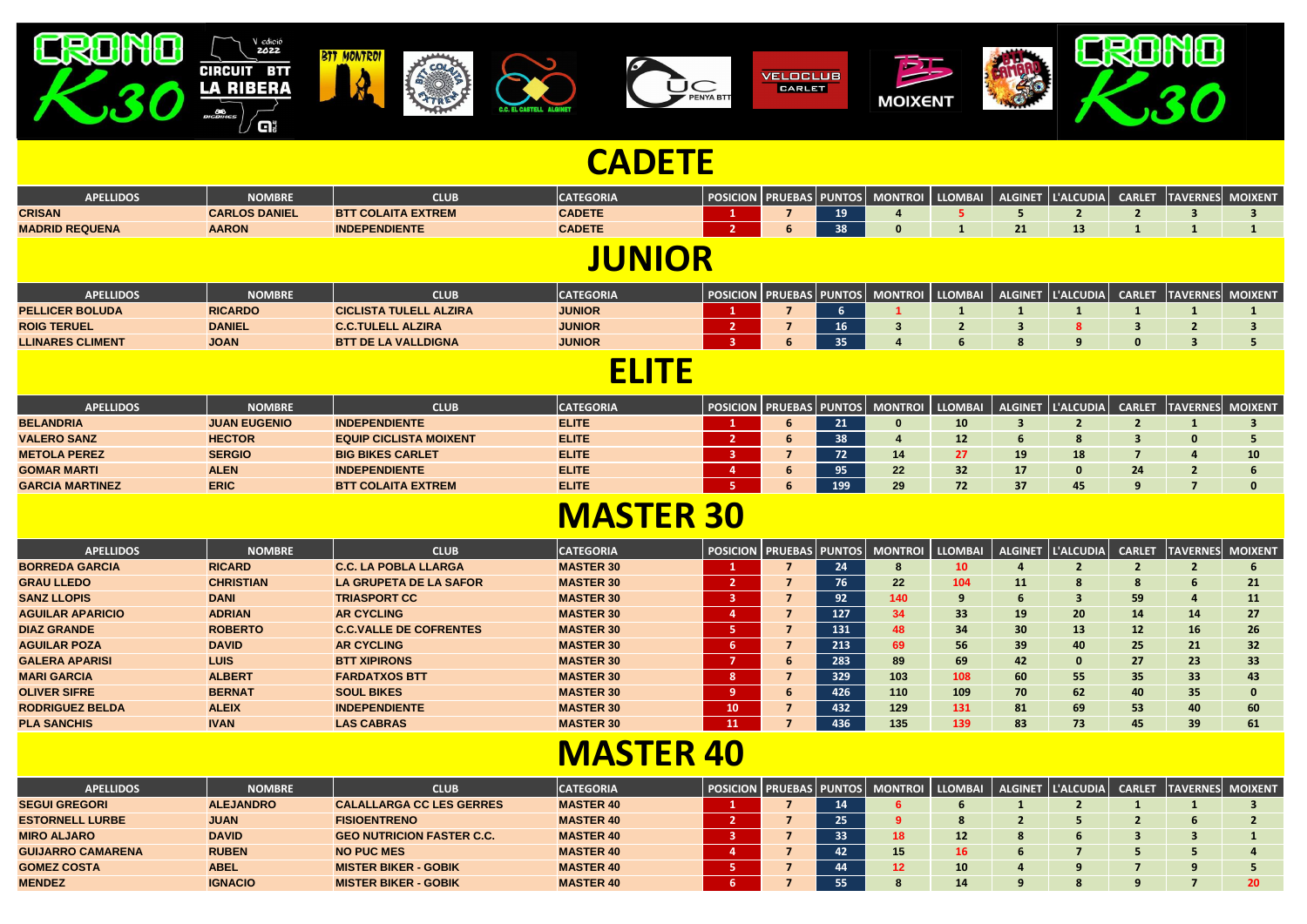CRONO K30 — V edició 2022 — CIRCUIT BTT LA RIBERA

# CADETE

| APELLIDOS | NOMBRE | CLUB | CATEGORIA | POSICION | PRUEBAS | PUNTOS | MONTROI | LLOMBAI | ALGINET | L'ALCUDIA | CARLET | TAVERNES | MOIXENT |
|---|---|---|---|---|---|---|---|---|---|---|---|---|---|
| CRISAN | CARLOS DANIEL | BTT COLAITA EXTREM | CADETE | 1 | 7 | 19 | 4 | 5 | 5 | 2 | 2 | 3 | 3 |
| MADRID REQUENA | AARON | INDEPENDIENTE | CADETE | 2 | 6 | 38 | 0 | 1 | 21 | 13 | 1 | 1 | 1 |

# JUNIOR

| APELLIDOS | NOMBRE | CLUB | CATEGORIA | POSICION | PRUEBAS | PUNTOS | MONTROI | LLOMBAI | ALGINET | L'ALCUDIA | CARLET | TAVERNES | MOIXENT |
|---|---|---|---|---|---|---|---|---|---|---|---|---|---|
| PELLICER BOLUDA | RICARDO | CICLISTA TULELL ALZIRA | JUNIOR | 1 | 7 | 6 | 1 | 1 | 1 | 1 | 1 | 1 | 1 |
| ROIG TERUEL | DANIEL | C.C.TULELL ALZIRA | JUNIOR | 2 | 7 | 16 | 3 | 2 | 3 | 8 | 3 | 2 | 3 |
| LLINARES CLIMENT | JOAN | BTT DE LA VALLDIGNA | JUNIOR | 3 | 6 | 35 | 4 | 6 | 8 | 9 | 0 | 3 | 5 |

# ELITE

| APELLIDOS | NOMBRE | CLUB | CATEGORIA | POSICION | PRUEBAS | PUNTOS | MONTROI | LLOMBAI | ALGINET | L'ALCUDIA | CARLET | TAVERNES | MOIXENT |
|---|---|---|---|---|---|---|---|---|---|---|---|---|---|
| BELANDRIA | JUAN EUGENIO | INDEPENDIENTE | ELITE | 1 | 6 | 21 | 0 | 10 | 3 | 2 | 2 | 1 | 3 |
| VALERO SANZ | HECTOR | EQUIP CICLISTA MOIXENT | ELITE | 2 | 6 | 38 | 4 | 12 | 6 | 8 | 3 | 0 | 5 |
| METOLA PEREZ | SERGIO | BIG BIKES CARLET | ELITE | 3 | 7 | 72 | 14 | 27 | 19 | 18 | 7 | 4 | 10 |
| GOMAR MARTI | ALEN | INDEPENDIENTE | ELITE | 4 | 6 | 95 | 22 | 32 | 17 | 0 | 24 | 2 | 6 |
| GARCIA MARTINEZ | ERIC | BTT COLAITA EXTREM | ELITE | 5 | 6 | 199 | 29 | 72 | 37 | 45 | 9 | 7 | 0 |

# MASTER 30

| APELLIDOS | NOMBRE | CLUB | CATEGORIA | POSICION | PRUEBAS | PUNTOS | MONTROI | LLOMBAI | ALGINET | L'ALCUDIA | CARLET | TAVERNES | MOIXENT |
|---|---|---|---|---|---|---|---|---|---|---|---|---|---|
| BORREDA GARCIA | RICARD | C.C. LA POBLA LLARGA | MASTER 30 | 1 | 7 | 24 | 8 | 10 | 4 | 2 | 2 | 2 | 6 |
| GRAU LLEDO | CHRISTIAN | LA GRUPETA DE LA SAFOR | MASTER 30 | 2 | 7 | 76 | 22 | 104 | 11 | 8 | 8 | 6 | 21 |
| SANZ LLOPIS | DANI | TRIASPORT CC | MASTER 30 | 3 | 7 | 92 | 140 | 9 | 6 | 3 | 59 | 4 | 11 |
| AGUILAR APARICIO | ADRIAN | AR CYCLING | MASTER 30 | 4 | 7 | 127 | 34 | 33 | 19 | 20 | 14 | 14 | 27 |
| DIAZ GRANDE | ROBERTO | C.C.VALLE DE COFRENTES | MASTER 30 | 5 | 7 | 131 | 48 | 34 | 30 | 13 | 12 | 16 | 26 |
| AGUILAR POZA | DAVID | AR CYCLING | MASTER 30 | 6 | 7 | 213 | 69 | 56 | 39 | 40 | 25 | 21 | 32 |
| GALERA APARISI | LUIS | BTT XIPIRONS | MASTER 30 | 7 | 6 | 283 | 89 | 69 | 42 | 0 | 27 | 23 | 33 |
| MARI GARCIA | ALBERT | FARDATXOS BTT | MASTER 30 | 8 | 7 | 329 | 103 | 108 | 60 | 55 | 35 | 33 | 43 |
| OLIVER SIFRE | BERNAT | SOUL BIKES | MASTER 30 | 9 | 6 | 426 | 110 | 109 | 70 | 62 | 40 | 35 | 0 |
| RODRIGUEZ BELDA | ALEIX | INDEPENDIENTE | MASTER 30 | 10 | 7 | 432 | 129 | 131 | 81 | 69 | 53 | 40 | 60 |
| PLA SANCHIS | IVAN | LAS CABRAS | MASTER 30 | 11 | 7 | 436 | 135 | 139 | 83 | 73 | 45 | 39 | 61 |

# MASTER 40

| APELLIDOS | NOMBRE | CLUB | CATEGORIA | POSICION | PRUEBAS | PUNTOS | MONTROI | LLOMBAI | ALGINET | L'ALCUDIA | CARLET | TAVERNES | MOIXENT |
|---|---|---|---|---|---|---|---|---|---|---|---|---|---|
| SEGUI GREGORI | ALEJANDRO | CALALLARGA CC LES GERRES | MASTER 40 | 1 | 7 | 14 | 6 | 6 | 1 | 2 | 1 | 1 | 3 |
| ESTORNELL LURBE | JUAN | FISIOENTRENO | MASTER 40 | 2 | 7 | 25 | 9 | 8 | 2 | 5 | 2 | 6 | 2 |
| MIRO ALJARO | DAVID | GEO NUTRICION FASTER C.C. | MASTER 40 | 3 | 7 | 33 | 18 | 12 | 8 | 6 | 3 | 3 | 1 |
| GUIJARRO CAMARENA | RUBEN | NO PUC MES | MASTER 40 | 4 | 7 | 42 | 15 | 16 | 6 | 7 | 5 | 5 | 4 |
| GOMEZ COSTA | ABEL | MISTER BIKER - GOBIK | MASTER 40 | 5 | 7 | 44 | 12 | 10 | 4 | 9 | 7 | 9 | 5 |
| MENDEZ | IGNACIO | MISTER BIKER - GOBIK | MASTER 40 | 6 | 7 | 55 | 8 | 14 | 9 | 8 | 9 | 7 | 20 |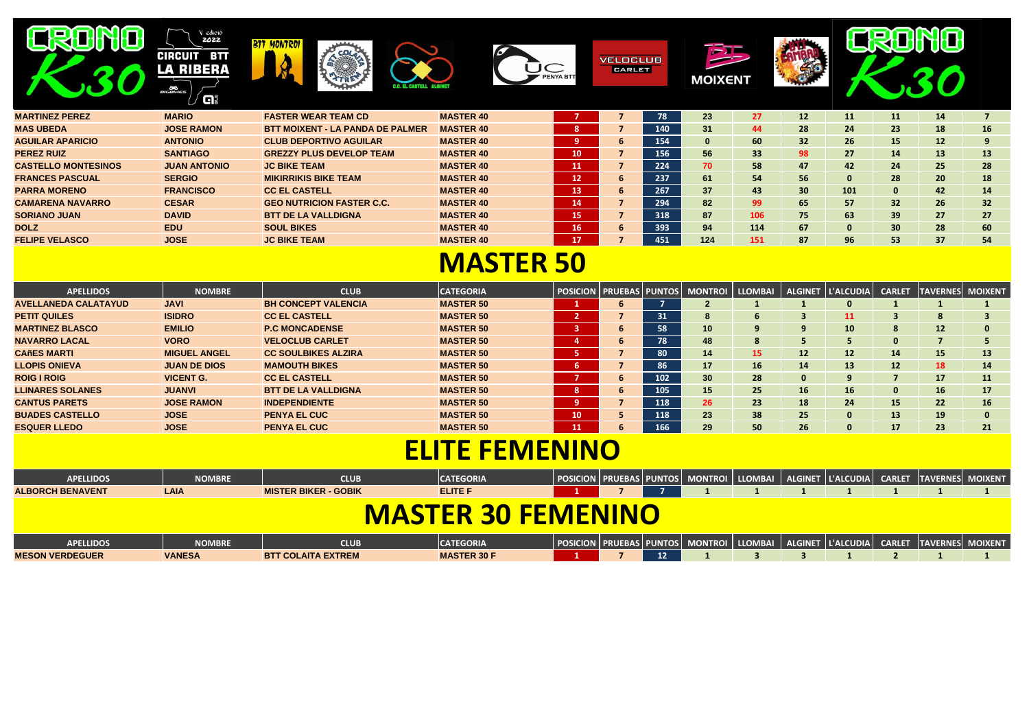| | | | | | | | | | | | | | | |
|---|---|---|---|---|---|---|---|---|---|---|---|---|---|---|
| MARTINEZ PEREZ | MARIO | FASTER WEAR TEAM CD | MASTER 40 | 7 | 7 | 78 | 23 | 27 | 12 | 11 | 11 | 14 | 7 |
| MAS UBEDA | JOSE RAMON | BTT MOIXENT - LA PANDA DE PALMER | MASTER 40 | 8 | 7 | 140 | 31 | 44 | 28 | 24 | 23 | 18 | 16 |
| AGUILAR APARICIO | ANTONIO | CLUB DEPORTIVO AGUILAR | MASTER 40 | 9 | 6 | 154 | 0 | 60 | 32 | 26 | 15 | 12 | 9 |
| PEREZ RUIZ | SANTIAGO | GREZZY PLUS DEVELOP TEAM | MASTER 40 | 10 | 7 | 156 | 56 | 33 | 98 | 27 | 14 | 13 | 13 |
| CASTELLO MONTESINOS | JUAN ANTONIO | JC BIKE TEAM | MASTER 40 | 11 | 7 | 224 | 70 | 58 | 47 | 42 | 24 | 25 | 28 |
| FRANCES PASCUAL | SERGIO | MIKIRRIKIS BIKE TEAM | MASTER 40 | 12 | 6 | 237 | 61 | 54 | 56 | 0 | 28 | 20 | 18 |
| PARRA MORENO | FRANCISCO | CC EL CASTELL | MASTER 40 | 13 | 6 | 267 | 37 | 43 | 30 | 101 | 0 | 42 | 14 |
| CAMARENA NAVARRO | CESAR | GEO NUTRICION FASTER C.C. | MASTER 40 | 14 | 7 | 294 | 82 | 99 | 65 | 57 | 32 | 26 | 32 |
| SORIANO JUAN | DAVID | BTT DE LA VALLDIGNA | MASTER 40 | 15 | 7 | 318 | 87 | 106 | 75 | 63 | 39 | 27 | 27 |
| DOLZ | EDU | SOUL BIKES | MASTER 40 | 16 | 6 | 393 | 94 | 114 | 67 | 0 | 30 | 28 | 60 |
| FELIPE VELASCO | JOSE | JC BIKE TEAM | MASTER 40 | 17 | 7 | 451 | 124 | 151 | 87 | 96 | 53 | 37 | 54 |

# MASTER 50

| APELLIDOS | NOMBRE | CLUB | CATEGORIA | POSICION | PRUEBAS | PUNTOS | MONTROI | LLOMBAI | ALGINET | L'ALCUDIA | CARLET | TAVERNES | MOIXENT |
|---|---|---|---|---|---|---|---|---|---|---|---|---|---|
| AVELLANEDA CALATAYUD | JAVI | BH CONCEPT VALENCIA | MASTER 50 | 1 | 6 | 7 | 2 | 1 | 1 | 0 | 1 | 1 | 1 |
| PETIT QUILES | ISIDRO | CC EL CASTELL | MASTER 50 | 2 | 7 | 31 | 8 | 6 | 3 | 11 | 3 | 8 | 3 |
| MARTINEZ BLASCO | EMILIO | P.C MONCADENSE | MASTER 50 | 3 | 6 | 58 | 10 | 9 | 9 | 10 | 8 | 12 | 0 |
| NAVARRO LACAL | VORO | VELOCLUB CARLET | MASTER 50 | 4 | 6 | 78 | 48 | 8 | 5 | 5 | 0 | 7 | 5 |
| CAñES MARTI | MIGUEL ANGEL | CC SOULBIKES ALZIRA | MASTER 50 | 5 | 7 | 80 | 14 | 15 | 12 | 12 | 14 | 15 | 13 |
| LLOPIS ONIEVA | JUAN DE DIOS | MAMOUTH BIKES | MASTER 50 | 6 | 7 | 86 | 17 | 16 | 14 | 13 | 12 | 18 | 14 |
| ROIG I ROIG | VICENT G. | CC EL CASTELL | MASTER 50 | 7 | 6 | 102 | 30 | 28 | 0 | 9 | 7 | 17 | 11 |
| LLINARES SOLANES | JUANVI | BTT DE LA VALLDIGNA | MASTER 50 | 8 | 6 | 105 | 15 | 25 | 16 | 16 | 0 | 16 | 17 |
| CANTUS PARETS | JOSE RAMON | INDEPENDIENTE | MASTER 50 | 9 | 7 | 118 | 26 | 23 | 18 | 24 | 15 | 22 | 16 |
| BUADES CASTELLO | JOSE | PENYA EL CUC | MASTER 50 | 10 | 5 | 118 | 23 | 38 | 25 | 0 | 13 | 19 | 0 |
| ESQUER LLEDO | JOSE | PENYA EL CUC | MASTER 50 | 11 | 6 | 166 | 29 | 50 | 26 | 0 | 17 | 23 | 21 |

# ELITE FEMENINO

| APELLIDOS | NOMBRE | CLUB | CATEGORIA | POSICION | PRUEBAS | PUNTOS | MONTROI | LLOMBAI | ALGINET | L'ALCUDIA | CARLET | TAVERNES | MOIXENT |
|---|---|---|---|---|---|---|---|---|---|---|---|---|---|
| ALBORCH BENAVENT | LAIA | MISTER BIKER - GOBIK | ELITE F | 1 | 7 | 7 | 1 | 1 | 1 | 1 | 1 | 1 | 1 |

# MASTER 30 FEMENINO

| APELLIDOS | NOMBRE | CLUB | CATEGORIA | POSICION | PRUEBAS | PUNTOS | MONTROI | LLOMBAI | ALGINET | L'ALCUDIA | CARLET | TAVERNES | MOIXENT |
|---|---|---|---|---|---|---|---|---|---|---|---|---|---|
| MESON VERDEGUER | VANESA | BTT COLAITA EXTREM | MASTER 30 F | 1 | 7 | 12 | 1 | 3 | 3 | 1 | 2 | 1 | 1 |